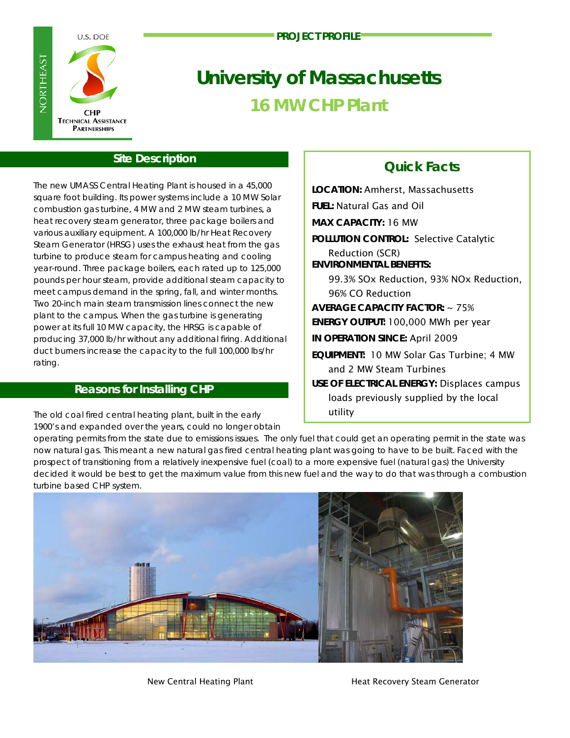U.S. DOE

NORTHEAST

CHP Technical Assistance Partnerships

PROJECT PROFILE

# University of Massachusetts

## 16 MW CHP Plant

### Site Description

The new UMASS Central Heating Plant is housed in a 45,000 square foot building. Its power systems include a 10 MW Solar combustion gas turbine, 4 MW and 2 MW steam turbines, a heat recovery steam generator, three package boilers and various auxiliary equipment. A 100,000 lb/hr Heat Recovery Steam Generator (HRSG) uses the exhaust heat from the gas turbine to produce steam for campus heating and cooling year-round. Three package boilers, each rated up to 125,000 pounds per hour steam, provide additional steam capacity to meet campus demand in the spring, fall, and winter months. Two 20-inch main steam transmission lines connect the new plant to the campus. When the gas turbine is generating power at its full 10 MW capacity, the HRSG is capable of producing 37,000 lb/hr without any additional firing. Additional duct burners increase the capacity to the full 100,000 lbs/hr rating.

### Reasons for Installing CHP

The old coal fired central heating plant, built in the early 1900's and expanded over the years, could no longer obtain operating permits from the state due to emissions issues. The only fuel that could get an operating permit in the state was now natural gas. This meant a new natural gas fired central heating plant was going to have to be built. Faced with the prospect of transitioning from a relatively inexpensive fuel (coal) to a more expensive fuel (natural gas) the University decided it would be best to get the maximum value from this new fuel and the way to do that was through a combustion turbine based CHP system.

### Quick Facts

**LOCATION:** Amherst, Massachusetts

**FUEL:** Natural Gas and Oil

**MAX CAPACITY:** 16 MW

**POLLUTION CONTROL:** Selective Catalytic Reduction (SCR)

**ENVIRONMENTAL BENEFITS:** 99.3% SOx Reduction, 93% NOx Reduction, 96% CO Reduction

**AVERAGE CAPACITY FACTOR:** ~ 75%

**ENERGY OUTPUT:** 100,000 MWh per year

**IN OPERATION SINCE:** April 2009

**EQUIPMENT:** 10 MW Solar Gas Turbine; 4 MW and 2 MW Steam Turbines

**USE OF ELECTRICAL ENERGY:** Displaces campus loads previously supplied by the local utility

New Central Heating Plant

Heat Recovery Steam Generator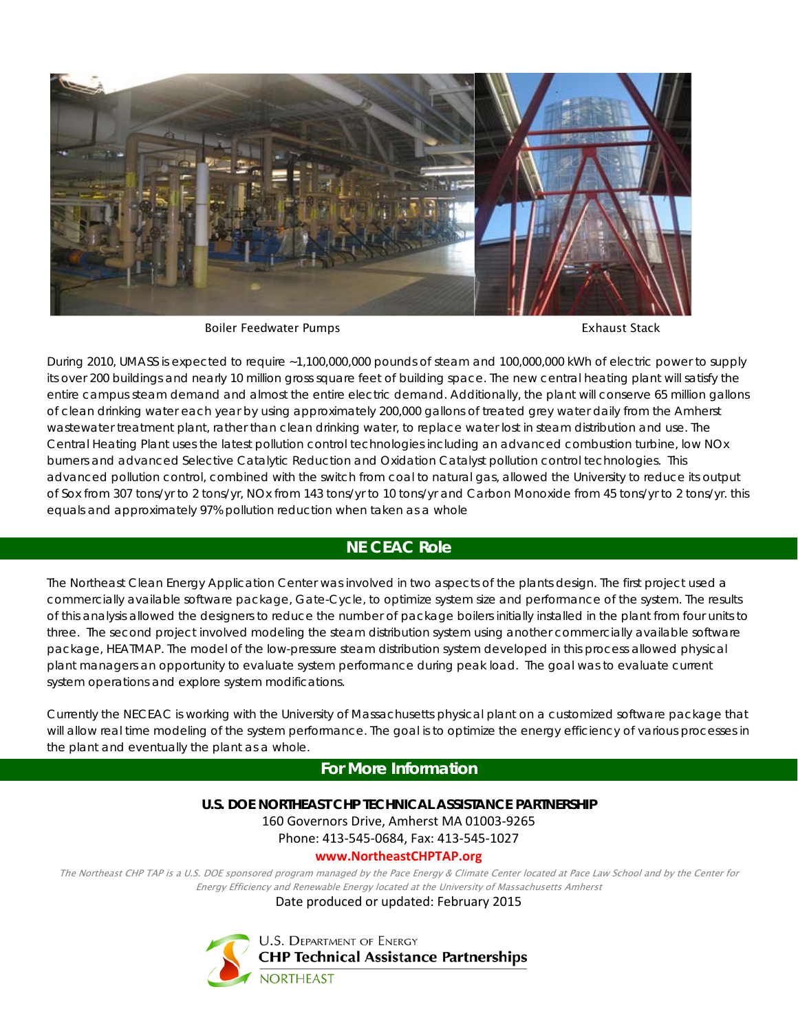Boiler Feedwater Pumps

Exhaust Stack

During 2010, UMASS is expected to require ~1,100,000,000 pounds of steam and 100,000,000 kWh of electric power to supply its over 200 buildings and nearly 10 million gross square feet of building space. The new central heating plant will satisfy the entire campus steam demand and almost the entire electric demand. Additionally, the plant will conserve 65 million gallons of clean drinking water each year by using approximately 200,000 gallons of treated grey water daily from the Amherst wastewater treatment plant, rather than clean drinking water, to replace water lost in steam distribution and use. The Central Heating Plant uses the latest pollution control technologies including an advanced combustion turbine, low NOx burners and advanced Selective Catalytic Reduction and Oxidation Catalyst pollution control technologies. This advanced pollution control, combined with the switch from coal to natural gas, allowed the University to reduce its output of Sox from 307 tons/yr to 2 tons/yr, NOx from 143 tons/yr to 10 tons/yr and Carbon Monoxide from 45 tons/yr to 2 tons/yr. this equals and approximately 97% pollution reduction when taken as a whole

## NE CEAC Role

The Northeast Clean Energy Application Center was involved in two aspects of the plants design. The first project used a commercially available software package, Gate-Cycle, to optimize system size and performance of the system. The results of this analysis allowed the designers to reduce the number of package boilers initially installed in the plant from four units to three. The second project involved modeling the steam distribution system using another commercially available software package, HEATMAP. The model of the low-pressure steam distribution system developed in this process allowed physical plant managers an opportunity to evaluate system performance during peak load. The goal was to evaluate current system operations and explore system modifications.

Currently the NECEAC is working with the University of Massachusetts physical plant on a customized software package that will allow real time modeling of the system performance. The goal is to optimize the energy efficiency of various processes in the plant and eventually the plant as a whole.

## For More Information

**U.S. DOE NORTHEAST CHP TECHNICAL ASSISTANCE PARTNERSHIP**

160 Governors Drive, Amherst MA 01003-9265

Phone: 413-545-0684, Fax: 413-545-1027

**www.NortheastCHPTAP.org**

*The Northeast CHP TAP is a U.S. DOE sponsored program managed by the Pace Energy & Climate Center located at Pace Law School and by the Center for Energy Efficiency and Renewable Energy located at the University of Massachusetts Amherst*

Date produced or updated: February 2015

U.S. Department of Energy
**CHP Technical Assistance Partnerships**
NORTHEAST